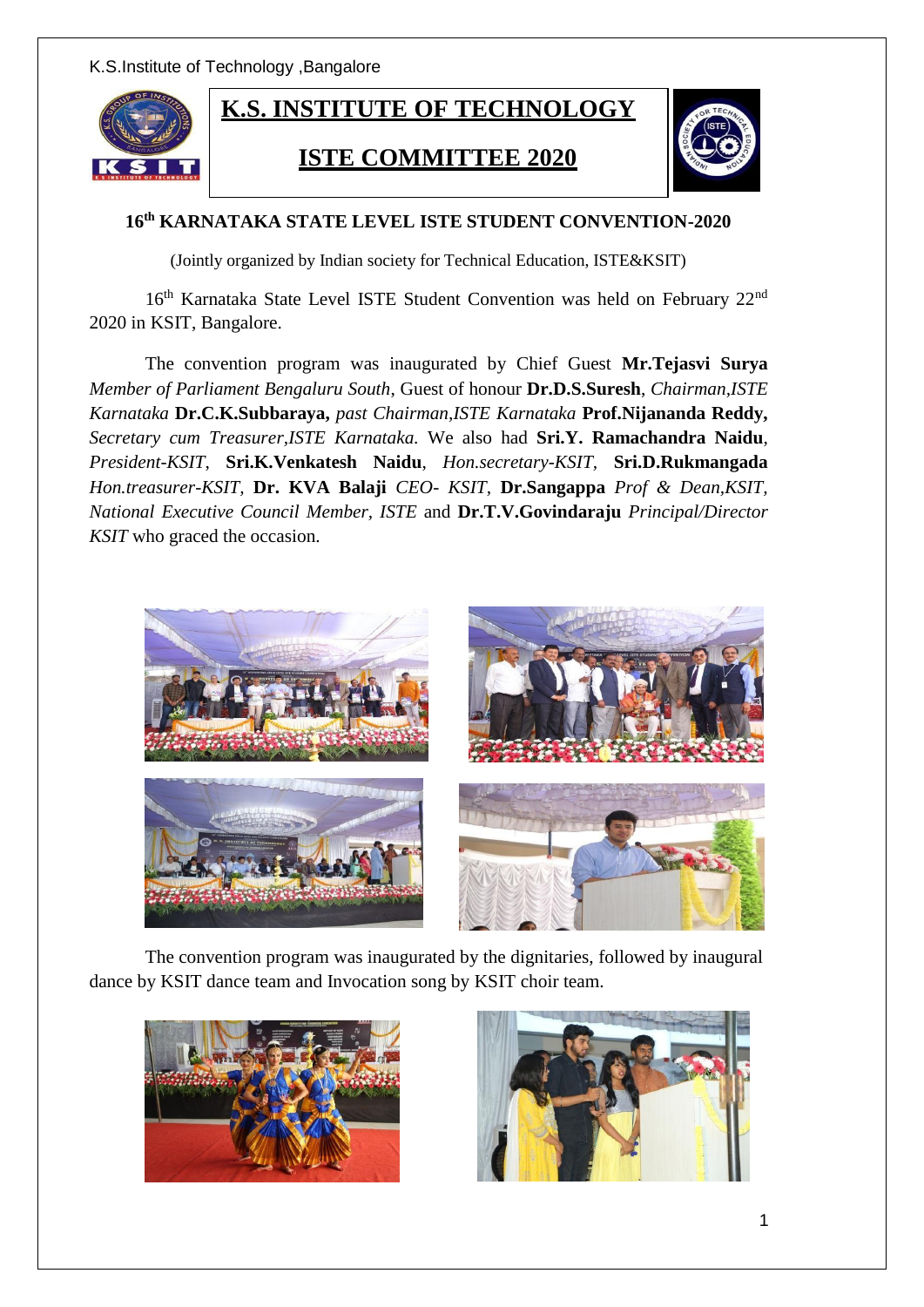# K.S. INSTITUTE OF TECHNOLOGY

## ISTE COMMITTEE 2020

### 16th KARNATAKA STATE LEVEL ISTE STUDENT CONVENTION-2020

(Jointly organized by Indian society for Technical Education, ISTE&KSIT)

16th Karnataka State Level ISTE Student Convention was held on February 22nd 2020 in KSIT, Bangalore.

The convention program was inaugurated by Chief Guest **Mr.Tejasvi Surya** *Member of Parliament Bengaluru South*, Guest of honour **Dr.D.S.Suresh**, *Chairman,ISTE Karnataka* **Dr.C.K.Subbaraya,** *past Chairman,ISTE Karnataka* **Prof.Nijananda Reddy,** *Secretary cum Treasurer,ISTE Karnataka.* We also had **Sri.Y. Ramachandra Naidu**, *President-KSIT*, **Sri.K.Venkatesh Naidu**, *Hon.secretary-KSIT,* **Sri.D.Rukmangada** *Hon.treasurer-KSIT,* **Dr. KVA Balaji** *CEO- KSIT*, **Dr.Sangappa** *Prof & Dean,KSIT, National Executive Council Member, ISTE* and **Dr.T.V.Govindaraju** *Principal/Director KSIT* who graced the occasion.

The convention program was inaugurated by the dignitaries, followed by inaugural dance by KSIT dance team and Invocation song by KSIT choir team.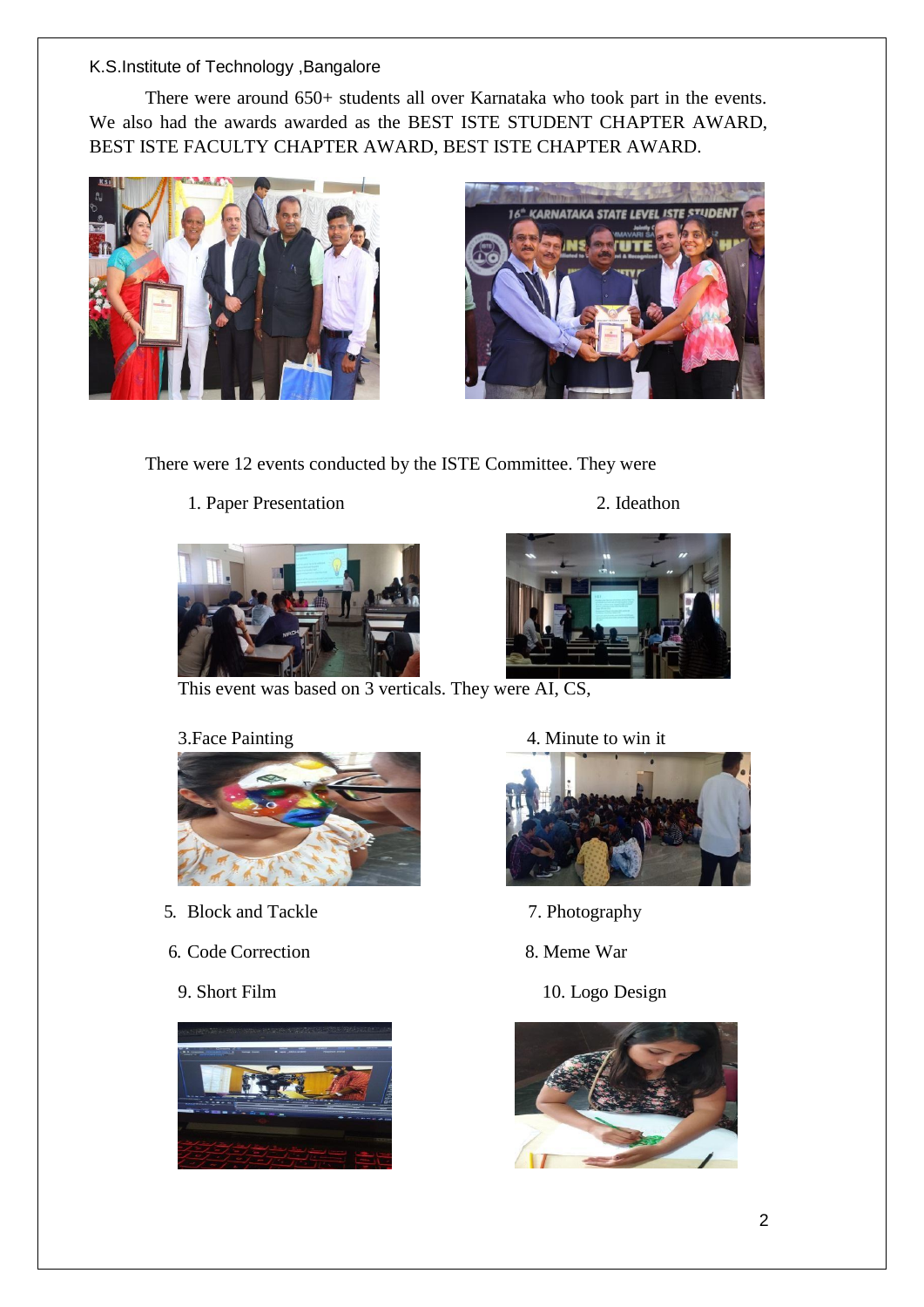There were around 650+ students all over Karnataka who took part in the events. We also had the awards awarded as the BEST ISTE STUDENT CHAPTER AWARD, BEST ISTE FACULTY CHAPTER AWARD, BEST ISTE CHAPTER AWARD.

There were 12 events conducted by the ISTE Committee. They were

1. Paper Presentation
2. Ideathon

This event was based on 3 verticals. They were AI, CS,

3. Face Painting
4. Minute to win it
5. Block and Tackle
6. Code Correction
7. Photography
8. Meme War
9. Short Film
10. Logo Design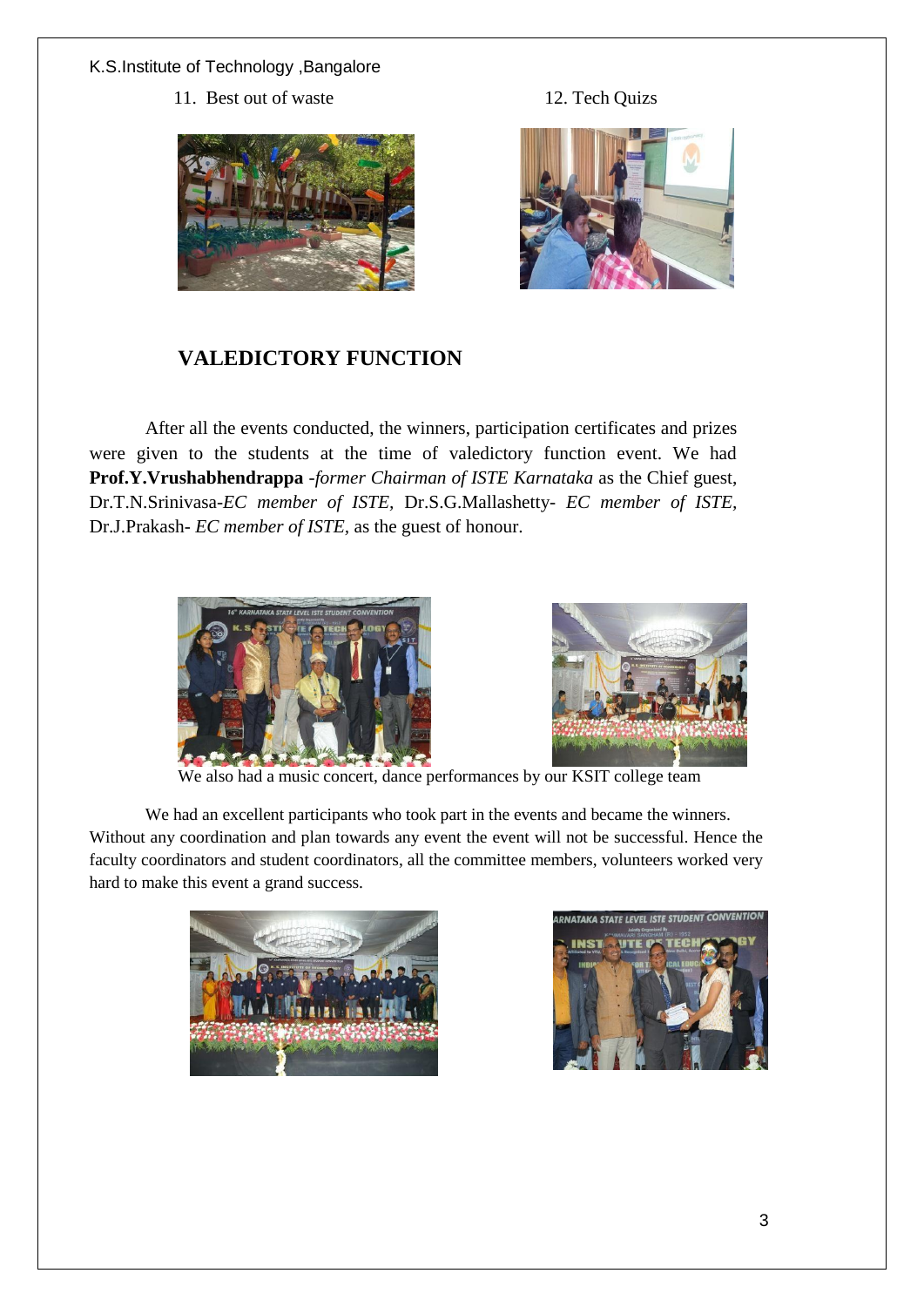11. Best out of waste

12. Tech Quizs

## VALEDICTORY FUNCTION

After all the events conducted, the winners, participation certificates and prizes were given to the students at the time of valedictory function event. We had **Prof.Y.Vrushabhendrappa** -*former Chairman of ISTE Karnataka* as the Chief guest, Dr.T.N.Srinivasa-*EC member of ISTE,* Dr.S.G.Mallashetty- *EC member of ISTE,* Dr.J.Prakash- *EC member of ISTE,* as the guest of honour.

We also had a music concert, dance performances by our KSIT college team

We had an excellent participants who took part in the events and became the winners. Without any coordination and plan towards any event the event will not be successful. Hence the faculty coordinators and student coordinators, all the committee members, volunteers worked very hard to make this event a grand success.